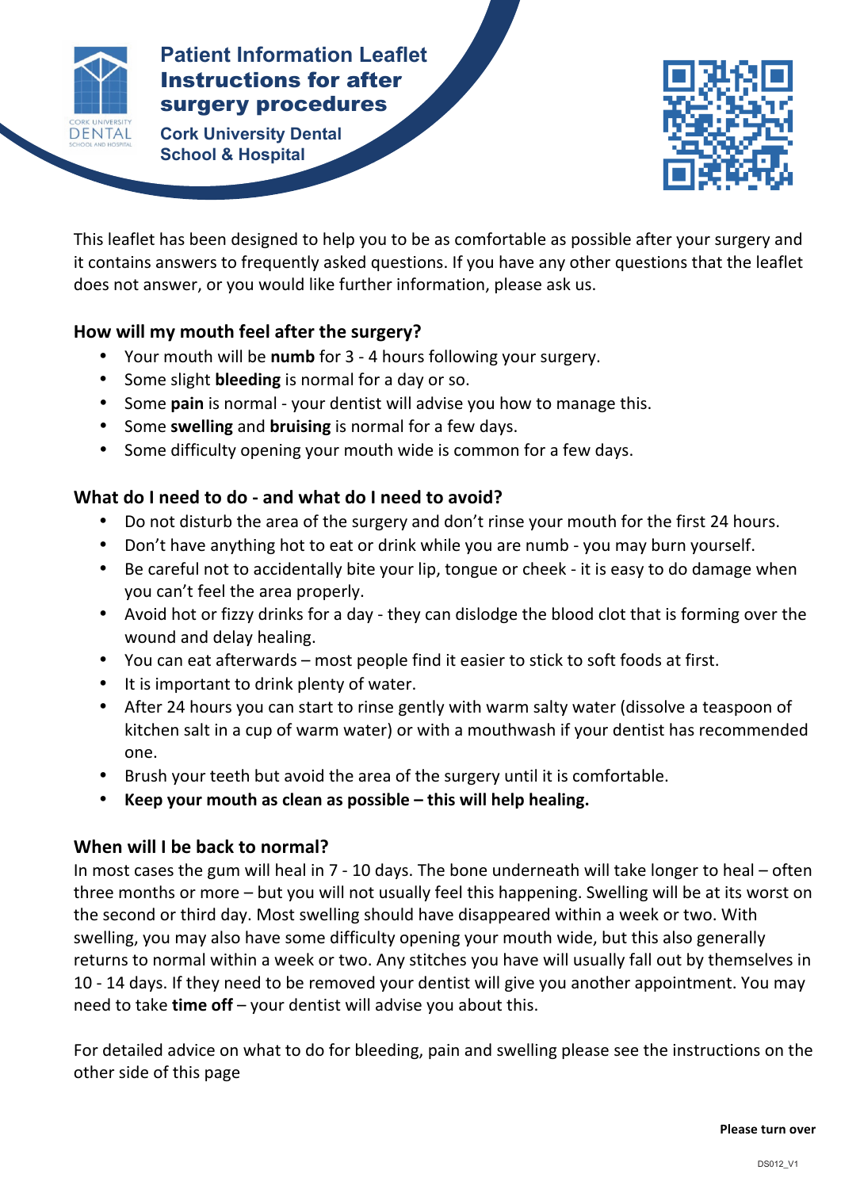# Patient Information Leaflet
## Instructions for after surgery procedures

**Cork University Dental School & Hospital**

This leaflet has been designed to help you to be as comfortable as possible after your surgery and it contains answers to frequently asked questions. If you have any other questions that the leaflet does not answer, or you would like further information, please ask us.

### How will my mouth feel after the surgery?

- Your mouth will be **numb** for 3 - 4 hours following your surgery.
- Some slight **bleeding** is normal for a day or so.
- Some **pain** is normal - your dentist will advise you how to manage this.
- Some **swelling** and **bruising** is normal for a few days.
- Some difficulty opening your mouth wide is common for a few days.

### What do I need to do - and what do I need to avoid?

- Do not disturb the area of the surgery and don't rinse your mouth for the first 24 hours.
- Don't have anything hot to eat or drink while you are numb - you may burn yourself.
- Be careful not to accidentally bite your lip, tongue or cheek - it is easy to do damage when you can't feel the area properly.
- Avoid hot or fizzy drinks for a day - they can dislodge the blood clot that is forming over the wound and delay healing.
- You can eat afterwards – most people find it easier to stick to soft foods at first.
- It is important to drink plenty of water.
- After 24 hours you can start to rinse gently with warm salty water (dissolve a teaspoon of kitchen salt in a cup of warm water) or with a mouthwash if your dentist has recommended one.
- Brush your teeth but avoid the area of the surgery until it is comfortable.
- **Keep your mouth as clean as possible – this will help healing.**

### When will I be back to normal?

In most cases the gum will heal in 7 - 10 days. The bone underneath will take longer to heal – often three months or more – but you will not usually feel this happening. Swelling will be at its worst on the second or third day. Most swelling should have disappeared within a week or two. With swelling, you may also have some difficulty opening your mouth wide, but this also generally returns to normal within a week or two. Any stitches you have will usually fall out by themselves in 10 - 14 days. If they need to be removed your dentist will give you another appointment. You may need to take **time off** – your dentist will advise you about this.

For detailed advice on what to do for bleeding, pain and swelling please see the instructions on the other side of this page

**Please turn over**

DS012_V1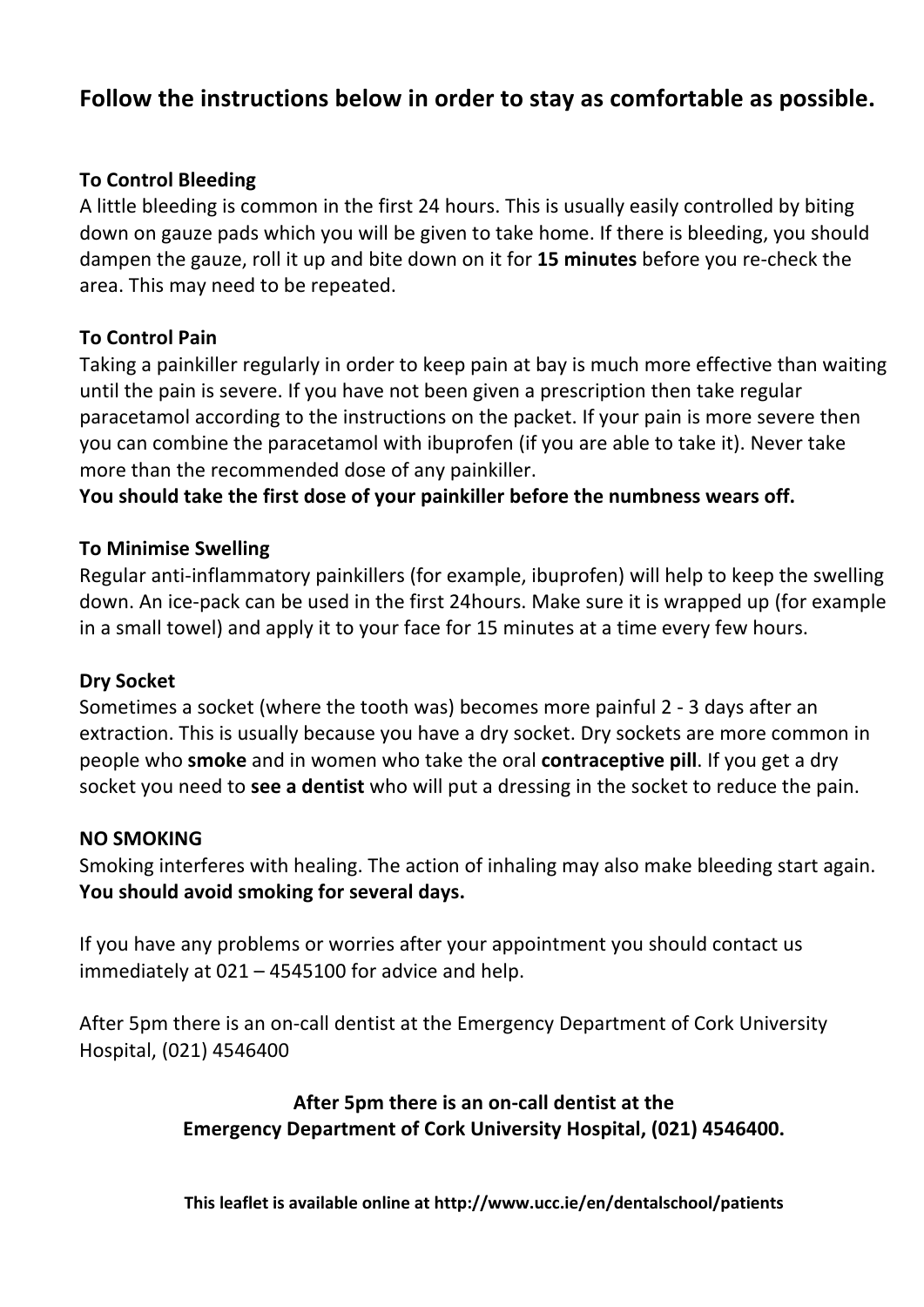## Follow the instructions below in order to stay as comfortable as possible.

**To Control Bleeding**

A little bleeding is common in the first 24 hours. This is usually easily controlled by biting down on gauze pads which you will be given to take home. If there is bleeding, you should dampen the gauze, roll it up and bite down on it for **15 minutes** before you re-check the area. This may need to be repeated.

**To Control Pain**

Taking a painkiller regularly in order to keep pain at bay is much more effective than waiting until the pain is severe. If you have not been given a prescription then take regular paracetamol according to the instructions on the packet. If your pain is more severe then you can combine the paracetamol with ibuprofen (if you are able to take it). Never take more than the recommended dose of any painkiller.

**You should take the first dose of your painkiller before the numbness wears off.**

**To Minimise Swelling**

Regular anti-inflammatory painkillers (for example, ibuprofen) will help to keep the swelling down. An ice-pack can be used in the first 24hours. Make sure it is wrapped up (for example in a small towel) and apply it to your face for 15 minutes at a time every few hours.

**Dry Socket**

Sometimes a socket (where the tooth was) becomes more painful 2 - 3 days after an extraction. This is usually because you have a dry socket. Dry sockets are more common in people who **smoke** and in women who take the oral **contraceptive pill**. If you get a dry socket you need to **see a dentist** who will put a dressing in the socket to reduce the pain.

**NO SMOKING**

Smoking interferes with healing. The action of inhaling may also make bleeding start again. **You should avoid smoking for several days.**

If you have any problems or worries after your appointment you should contact us immediately at 021 – 4545100 for advice and help.

After 5pm there is an on-call dentist at the Emergency Department of Cork University Hospital, (021) 4546400

**After 5pm there is an on-call dentist at the Emergency Department of Cork University Hospital, (021) 4546400.**

**This leaflet is available online at http://www.ucc.ie/en/dentalschool/patients**